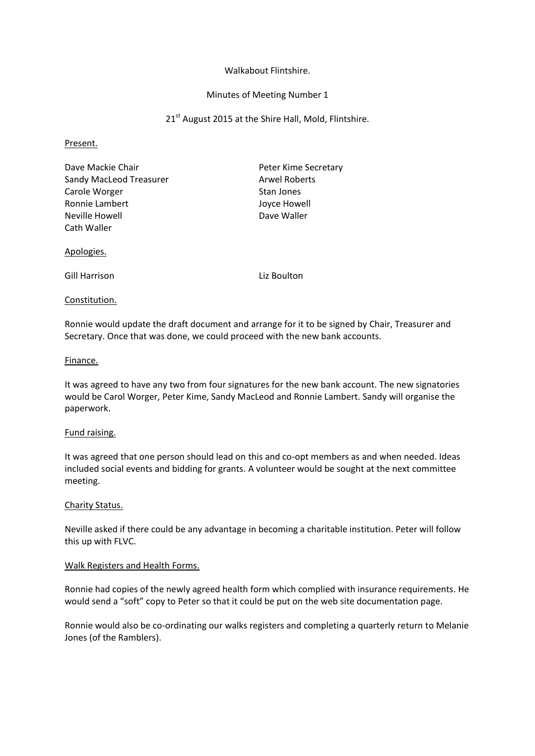Walkabout Flintshire.

Minutes of Meeting Number 1

21st August 2015 at the Shire Hall, Mold, Flintshire.

Present.

Dave Mackie Chair
Peter Kime Secretary
Sandy MacLeod Treasurer
Arwel Roberts
Carole Worger
Stan Jones
Ronnie Lambert
Joyce Howell
Neville Howell
Dave Waller
Cath Waller

Apologies.

Gill Harrison
Liz Boulton

Constitution.

Ronnie would update the draft document and arrange for it to be signed by Chair, Treasurer and Secretary. Once that was done, we could proceed with the new bank accounts.

Finance.

It was agreed to have any two from four signatures for the new bank account. The new signatories would be Carol Worger, Peter Kime, Sandy MacLeod and Ronnie Lambert. Sandy will organise the paperwork.

Fund raising.

It was agreed that one person should lead on this and co-opt members as and when needed. Ideas included social events and bidding for grants. A volunteer would be sought at the next committee meeting.

Charity Status.

Neville asked if there could be any advantage in becoming a charitable institution. Peter will follow this up with FLVC.

Walk Registers and Health Forms.

Ronnie had copies of the newly agreed health form which complied with insurance requirements. He would send a "soft" copy to Peter so that it could be put on the web site documentation page.

Ronnie would also be co-ordinating our walks registers and completing a quarterly return to Melanie Jones (of the Ramblers).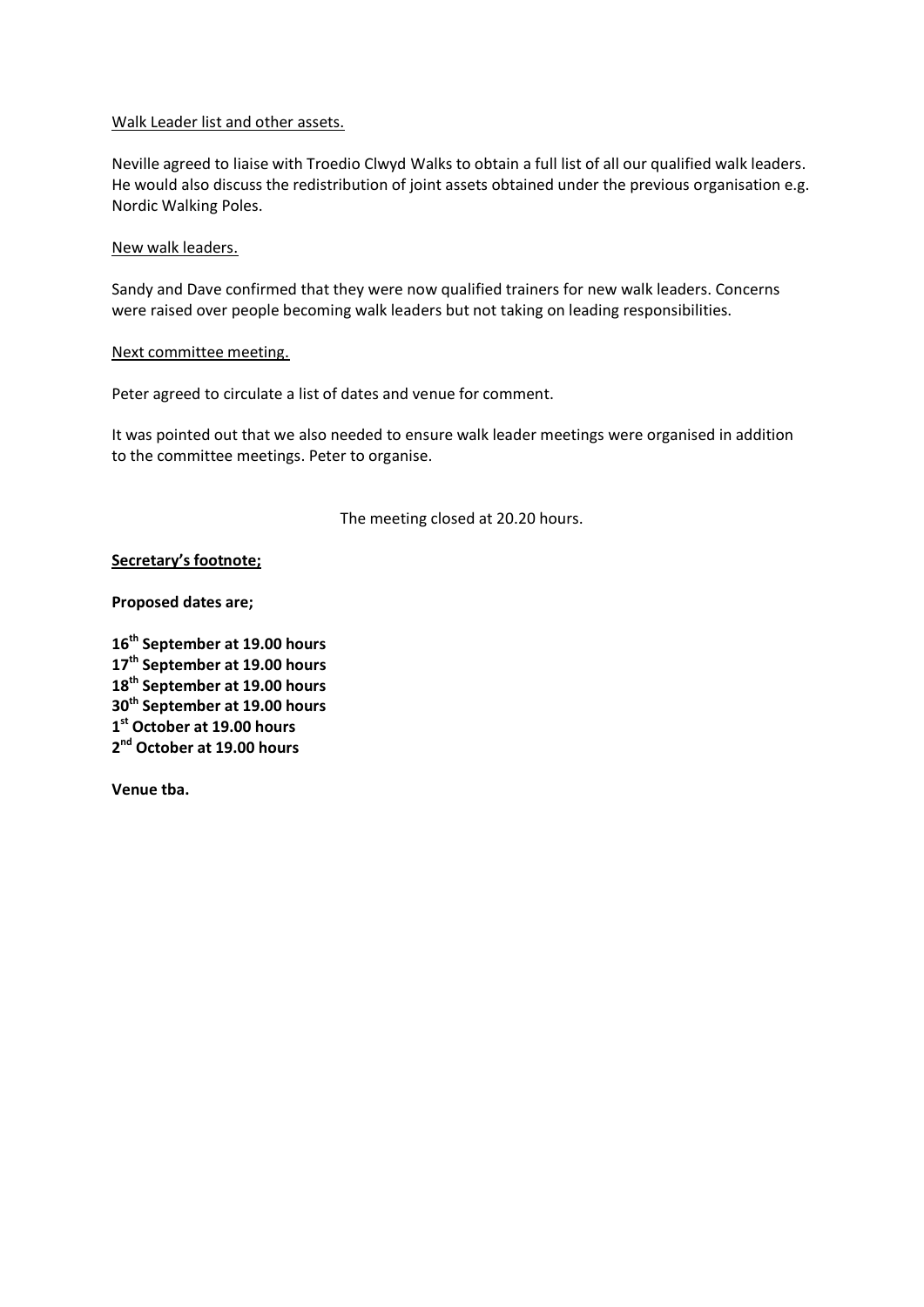Walk Leader list and other assets.

Neville agreed to liaise with Troedio Clwyd Walks to obtain a full list of all our qualified walk leaders. He would also discuss the redistribution of joint assets obtained under the previous organisation e.g. Nordic Walking Poles.

New walk leaders.

Sandy and Dave confirmed that they were now qualified trainers for new walk leaders. Concerns were raised over people becoming walk leaders but not taking on leading responsibilities.

Next committee meeting.

Peter agreed to circulate a list of dates and venue for comment.

It was pointed out that we also needed to ensure walk leader meetings were organised in addition to the committee meetings. Peter to organise.

The meeting closed at 20.20 hours.

**Secretary's footnote;**

**Proposed dates are;**

**16th September at 19.00 hours**
**17th September at 19.00 hours**
**18th September at 19.00 hours**
**30th September at 19.00 hours**
**1st October at 19.00 hours**
**2nd October at 19.00 hours**

**Venue tba.**